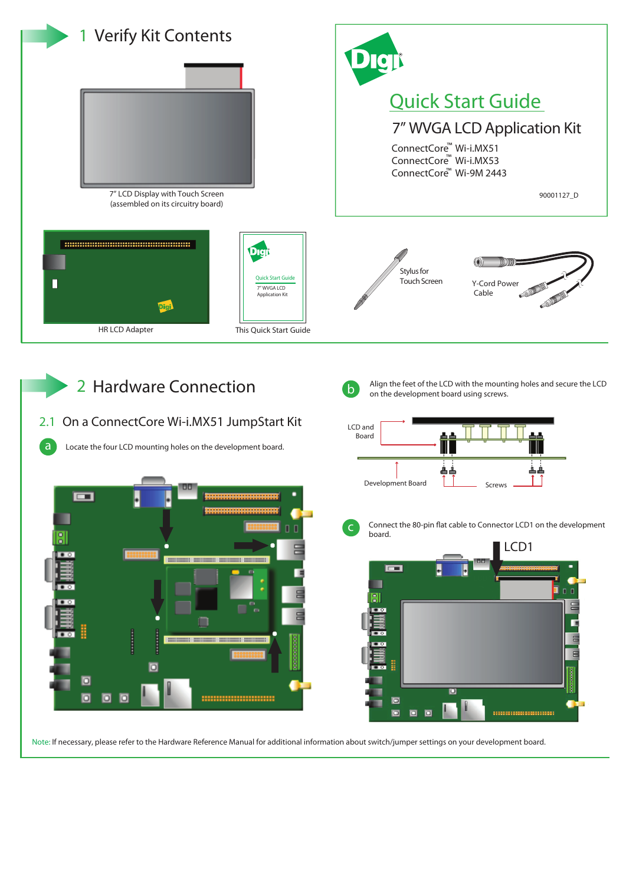# Quick Start Guide

## 7" WVGA LCD Application Kit

ConnectCore™ Wi-i.MX51
ConnectCore™ Wi-i.MX53
ConnectCore™ Wi-9M 2443

90001127_D

## 1 Verify Kit Contents

7" LCD Display with Touch Screen (assembled on its circuitry board)

HR LCD Adapter

This Quick Start Guide

Stylus for Touch Screen

Y-Cord Power Cable

## 2 Hardware Connection

### 2.1 On a ConnectCore Wi-i.MX51 JumpStart Kit

**a** Locate the four LCD mounting holes on the development board.

**b** Align the feet of the LCD with the mounting holes and secure the LCD on the development board using screws.

LCD and Board

Development Board

Screws

**c** Connect the 80-pin flat cable to Connector LCD1 on the development board.

LCD1

Note: If necessary, please refer to the Hardware Reference Manual for additional information about switch/jumper settings on your development board.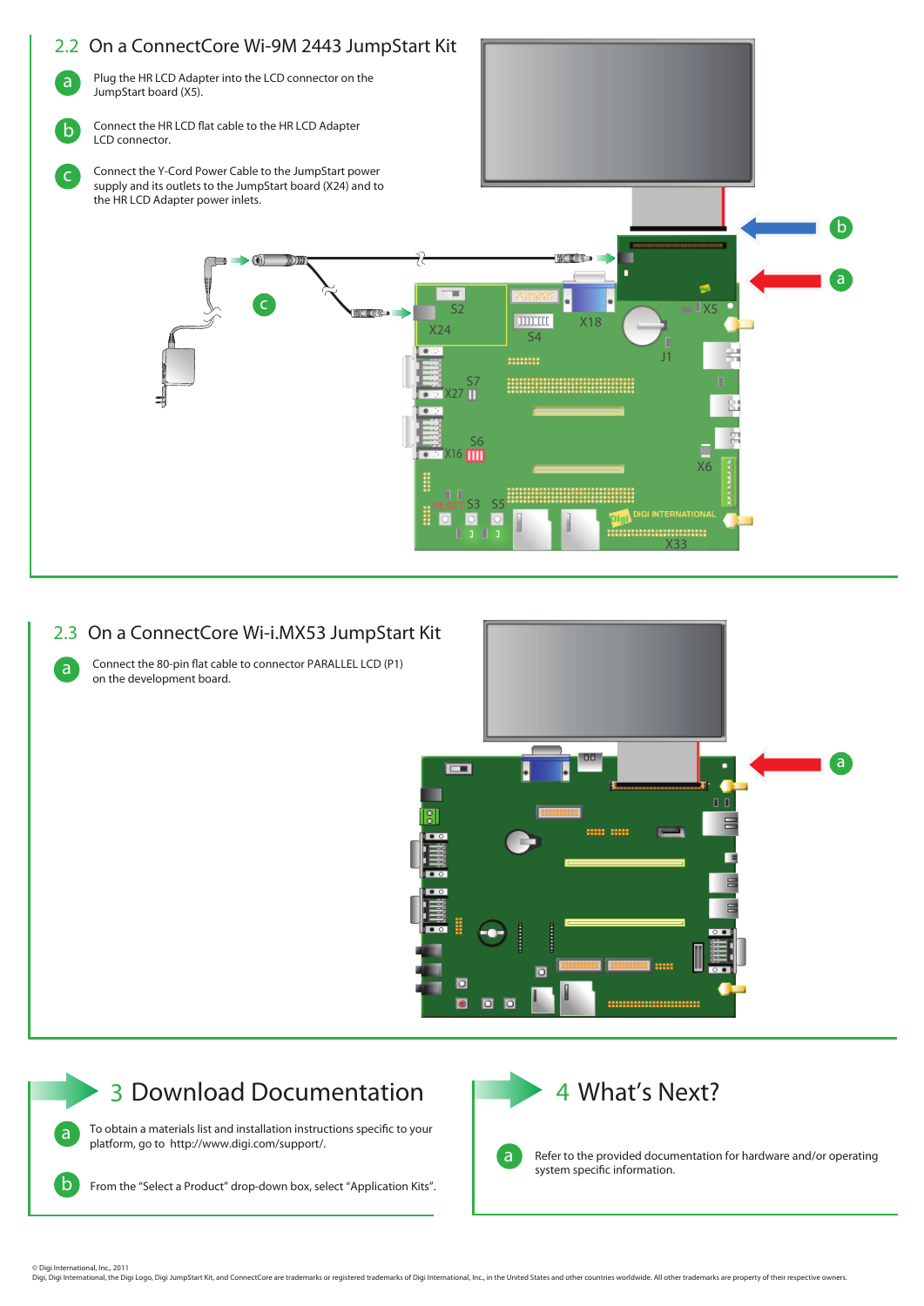## 2.2 On a ConnectCore Wi-9M 2443 JumpStart Kit

a. Plug the HR LCD Adapter into the LCD connector on the JumpStart board (X5).

b. Connect the HR LCD flat cable to the HR LCD Adapter LCD connector.

c. Connect the Y-Cord Power Cable to the JumpStart power supply and its outlets to the JumpStart board (X24) and to the HR LCD Adapter power inlets.

## 2.3 On a ConnectCore Wi-i.MX53 JumpStart Kit

a. Connect the 80-pin flat cable to connector PARALLEL LCD (P1) on the development board.

# 3 Download Documentation

a. To obtain a materials list and installation instructions specific to your platform, go to http://www.digi.com/support/.

b. From the "Select a Product" drop-down box, select "Application Kits".

# 4 What's Next?

a. Refer to the provided documentation for hardware and/or operating system specific information.

© Digi International, Inc., 2011
Digi, Digi International, the Digi Logo, Digi JumpStart Kit, and ConnectCore are trademarks or registered trademarks of Digi International, Inc., in the United States and other countries worldwide. All other trademarks are property of their respective owners.